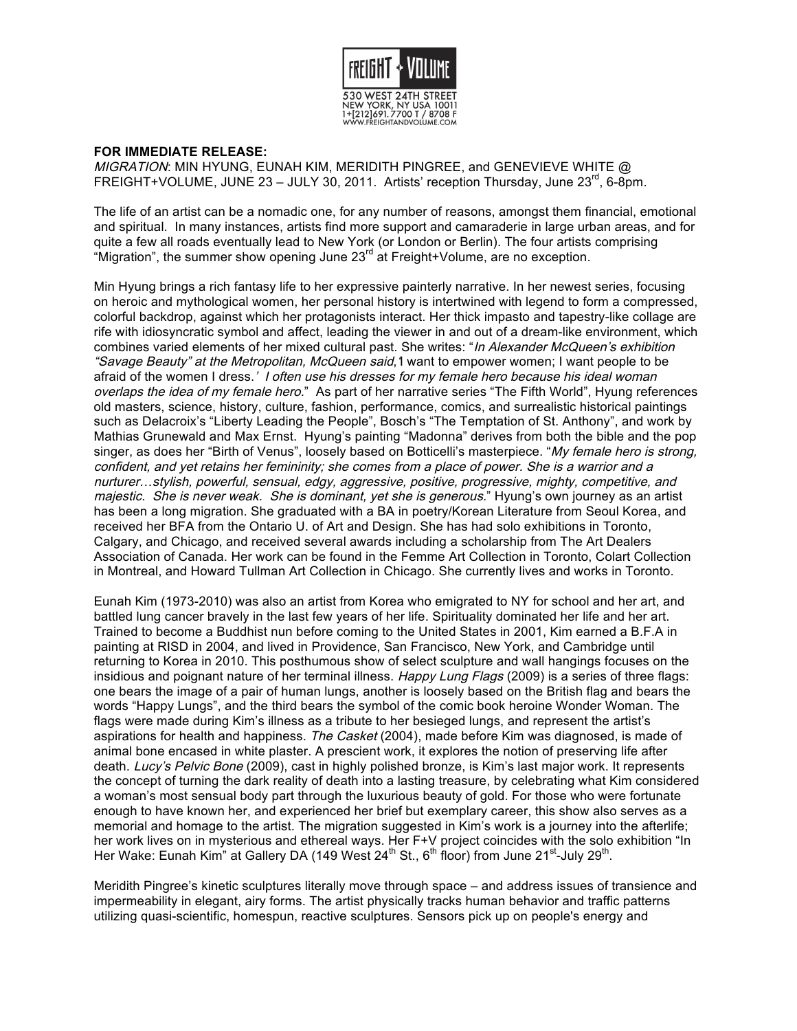FREIGHT + VOLUME

530 WEST 24TH STREET
NEW YORK, NY USA 10011
1+[212]691.7700 T / 8708 F
WWW.FREIGHTANDVOLUME.COM

**FOR IMMEDIATE RELEASE:**
*MIGRATION*: MIN HYUNG, EUNAH KIM, MERIDITH PINGREE, and GENEVIEVE WHITE @ FREIGHT+VOLUME, JUNE 23 – JULY 30, 2011. Artists' reception Thursday, June 23rd, 6-8pm.

The life of an artist can be a nomadic one, for any number of reasons, amongst them financial, emotional and spiritual. In many instances, artists find more support and camaraderie in large urban areas, and for quite a few all roads eventually lead to New York (or London or Berlin). The four artists comprising "Migration", the summer show opening June 23rd at Freight+Volume, are no exception.

Min Hyung brings a rich fantasy life to her expressive painterly narrative. In her newest series, focusing on heroic and mythological women, her personal history is intertwined with legend to form a compressed, colorful backdrop, against which her protagonists interact. Her thick impasto and tapestry-like collage are rife with idiosyncratic symbol and affect, leading the viewer in and out of a dream-like environment, which combines varied elements of her mixed cultural past. She writes: "*In Alexander McQueen's exhibition "Savage Beauty" at the Metropolitan, McQueen said,'*I want to empower women; I want people to be afraid of the women I dress.*' I often use his dresses for my female hero because his ideal woman overlaps the idea of my female hero.*" As part of her narrative series "The Fifth World", Hyung references old masters, science, history, culture, fashion, performance, comics, and surrealistic historical paintings such as Delacroix's "Liberty Leading the People", Bosch's "The Temptation of St. Anthony", and work by Mathias Grunewald and Max Ernst. Hyung's painting "Madonna" derives from both the bible and the pop singer, as does her "Birth of Venus", loosely based on Botticelli's masterpiece. "*My female hero is strong, confident, and yet retains her femininity; she comes from a place of power. She is a warrior and a nurturer…stylish, powerful, sensual, edgy, aggressive, positive, progressive, mighty, competitive, and majestic. She is never weak. She is dominant, yet she is generous.*" Hyung's own journey as an artist has been a long migration. She graduated with a BA in poetry/Korean Literature from Seoul Korea, and received her BFA from the Ontario U. of Art and Design. She has had solo exhibitions in Toronto, Calgary, and Chicago, and received several awards including a scholarship from The Art Dealers Association of Canada. Her work can be found in the Femme Art Collection in Toronto, Colart Collection in Montreal, and Howard Tullman Art Collection in Chicago. She currently lives and works in Toronto.

Eunah Kim (1973-2010) was also an artist from Korea who emigrated to NY for school and her art, and battled lung cancer bravely in the last few years of her life. Spirituality dominated her life and her art. Trained to become a Buddhist nun before coming to the United States in 2001, Kim earned a B.F.A in painting at RISD in 2004, and lived in Providence, San Francisco, New York, and Cambridge until returning to Korea in 2010. This posthumous show of select sculpture and wall hangings focuses on the insidious and poignant nature of her terminal illness. *Happy Lung Flags* (2009) is a series of three flags: one bears the image of a pair of human lungs, another is loosely based on the British flag and bears the words "Happy Lungs", and the third bears the symbol of the comic book heroine Wonder Woman. The flags were made during Kim's illness as a tribute to her besieged lungs, and represent the artist's aspirations for health and happiness. *The Casket* (2004), made before Kim was diagnosed, is made of animal bone encased in white plaster. A prescient work, it explores the notion of preserving life after death. *Lucy's Pelvic Bone* (2009), cast in highly polished bronze, is Kim's last major work. It represents the concept of turning the dark reality of death into a lasting treasure, by celebrating what Kim considered a woman's most sensual body part through the luxurious beauty of gold. For those who were fortunate enough to have known her, and experienced her brief but exemplary career, this show also serves as a memorial and homage to the artist. The migration suggested in Kim's work is a journey into the afterlife; her work lives on in mysterious and ethereal ways. Her F+V project coincides with the solo exhibition "In Her Wake: Eunah Kim" at Gallery DA (149 West 24th St., 6th floor) from June 21st-July 29th.

Meridith Pingree's kinetic sculptures literally move through space – and address issues of transience and impermeability in elegant, airy forms. The artist physically tracks human behavior and traffic patterns utilizing quasi-scientific, homespun, reactive sculptures. Sensors pick up on people's energy and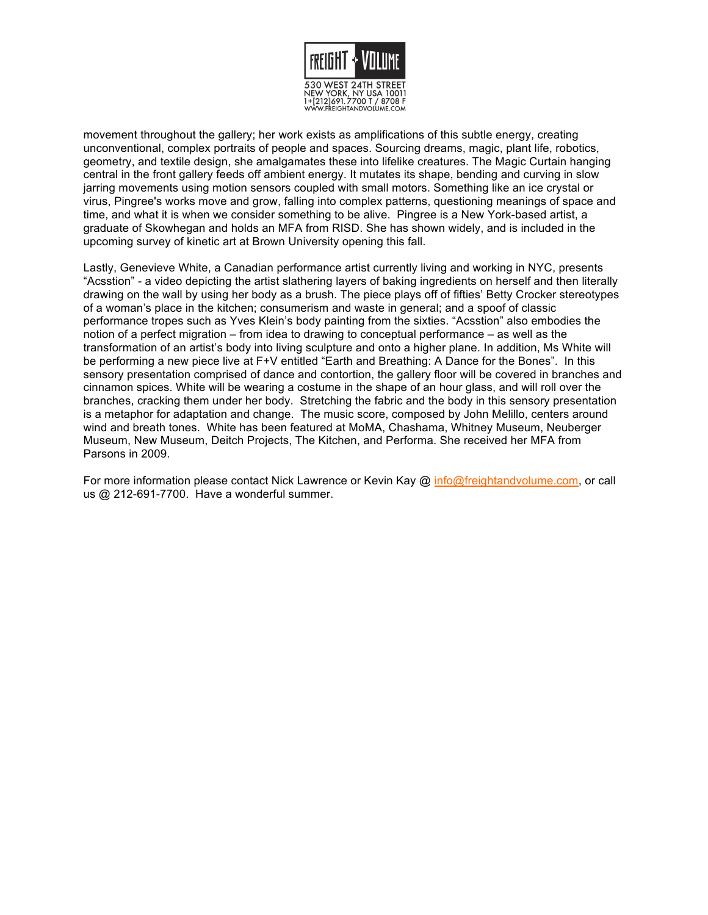movement throughout the gallery; her work exists as amplifications of this subtle energy, creating unconventional, complex portraits of people and spaces. Sourcing dreams, magic, plant life, robotics, geometry, and textile design, she amalgamates these into lifelike creatures. The Magic Curtain hanging central in the front gallery feeds off ambient energy. It mutates its shape, bending and curving in slow jarring movements using motion sensors coupled with small motors. Something like an ice crystal or virus, Pingree's works move and grow, falling into complex patterns, questioning meanings of space and time, and what it is when we consider something to be alive. Pingree is a New York-based artist, a graduate of Skowhegan and holds an MFA from RISD. She has shown widely, and is included in the upcoming survey of kinetic art at Brown University opening this fall.

Lastly, Genevieve White, a Canadian performance artist currently living and working in NYC, presents "Acsstion" - a video depicting the artist slathering layers of baking ingredients on herself and then literally drawing on the wall by using her body as a brush. The piece plays off of fifties' Betty Crocker stereotypes of a woman's place in the kitchen; consumerism and waste in general; and a spoof of classic performance tropes such as Yves Klein's body painting from the sixties. "Acsstion" also embodies the notion of a perfect migration – from idea to drawing to conceptual performance – as well as the transformation of an artist's body into living sculpture and onto a higher plane. In addition, Ms White will be performing a new piece live at F+V entitled "Earth and Breathing: A Dance for the Bones". In this sensory presentation comprised of dance and contortion, the gallery floor will be covered in branches and cinnamon spices. White will be wearing a costume in the shape of an hour glass, and will roll over the branches, cracking them under her body. Stretching the fabric and the body in this sensory presentation is a metaphor for adaptation and change. The music score, composed by John Melillo, centers around wind and breath tones. White has been featured at MoMA, Chashama, Whitney Museum, Neuberger Museum, New Museum, Deitch Projects, The Kitchen, and Performa. She received her MFA from Parsons in 2009.

For more information please contact Nick Lawrence or Kevin Kay @ info@freightandvolume.com, or call us @ 212-691-7700. Have a wonderful summer.